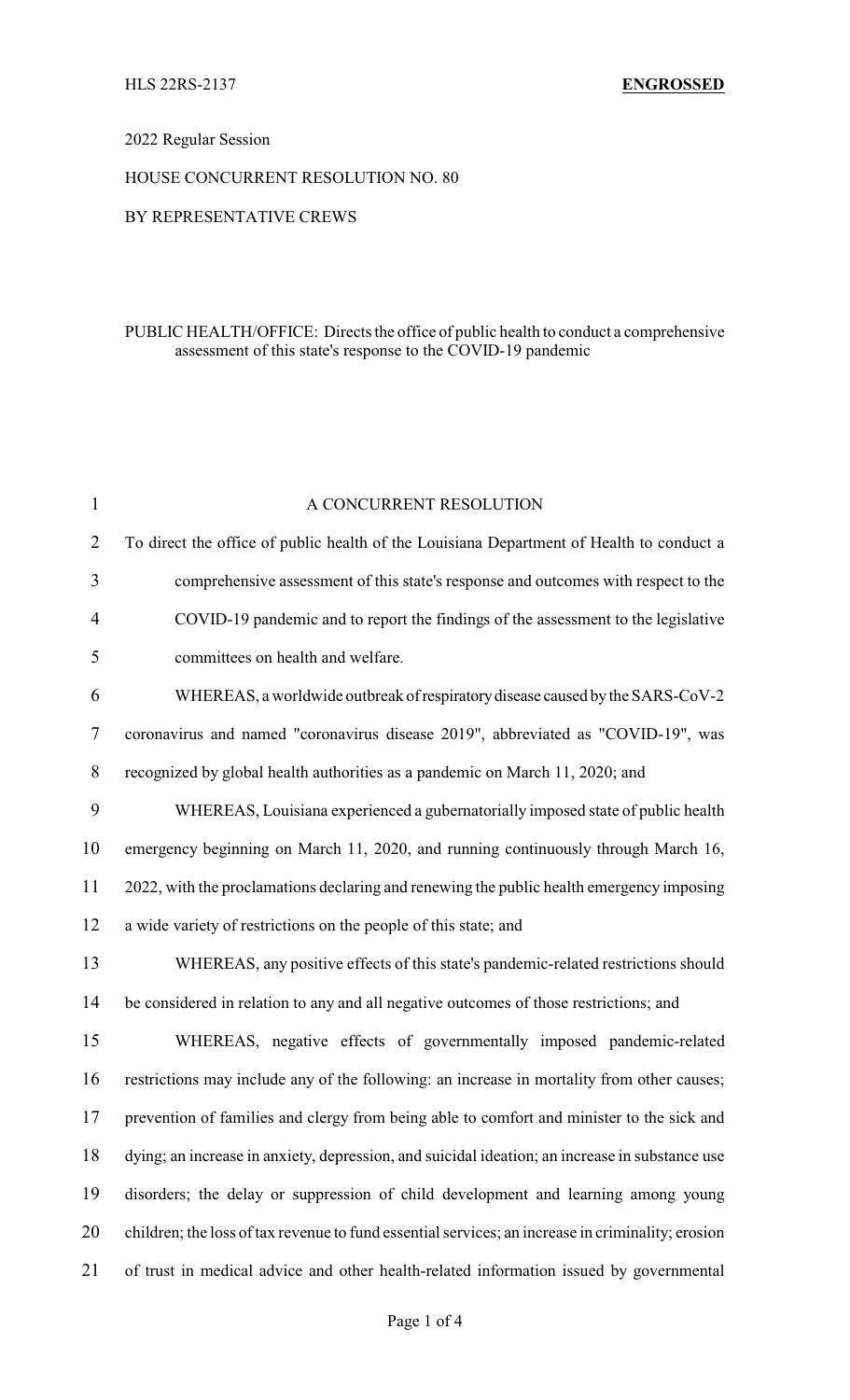HLS 22RS-2137 **ENGROSSED**

2022 Regular Session

HOUSE CONCURRENT RESOLUTION NO. 80

BY REPRESENTATIVE CREWS

PUBLIC HEALTH/OFFICE: Directs the office of public health to conduct a comprehensive assessment of this state's response to the COVID-19 pandemic

A CONCURRENT RESOLUTION

To direct the office of public health of the Louisiana Department of Health to conduct a comprehensive assessment of this state's response and outcomes with respect to the COVID-19 pandemic and to report the findings of the assessment to the legislative committees on health and welfare.

WHEREAS, a worldwide outbreak of respiratory disease caused by the SARS-CoV-2 coronavirus and named "coronavirus disease 2019", abbreviated as "COVID-19", was recognized by global health authorities as a pandemic on March 11, 2020; and

WHEREAS, Louisiana experienced a gubernatorially imposed state of public health emergency beginning on March 11, 2020, and running continuously through March 16, 2022, with the proclamations declaring and renewing the public health emergency imposing a wide variety of restrictions on the people of this state; and

WHEREAS, any positive effects of this state's pandemic-related restrictions should be considered in relation to any and all negative outcomes of those restrictions; and

WHEREAS, negative effects of governmentally imposed pandemic-related restrictions may include any of the following: an increase in mortality from other causes; prevention of families and clergy from being able to comfort and minister to the sick and dying; an increase in anxiety, depression, and suicidal ideation; an increase in substance use disorders; the delay or suppression of child development and learning among young children; the loss of tax revenue to fund essential services; an increase in criminality; erosion of trust in medical advice and other health-related information issued by governmental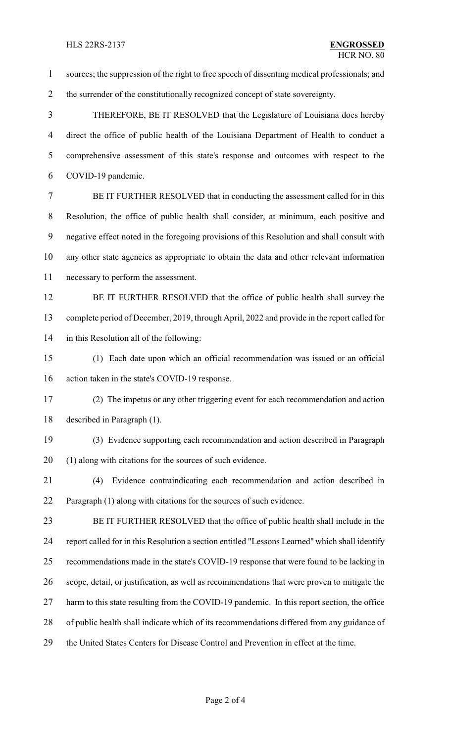sources; the suppression of the right to free speech of dissenting medical professionals; and the surrender of the constitutionally recognized concept of state sovereignty.

THEREFORE, BE IT RESOLVED that the Legislature of Louisiana does hereby direct the office of public health of the Louisiana Department of Health to conduct a comprehensive assessment of this state's response and outcomes with respect to the COVID-19 pandemic.

BE IT FURTHER RESOLVED that in conducting the assessment called for in this Resolution, the office of public health shall consider, at minimum, each positive and negative effect noted in the foregoing provisions of this Resolution and shall consult with any other state agencies as appropriate to obtain the data and other relevant information necessary to perform the assessment.

BE IT FURTHER RESOLVED that the office of public health shall survey the complete period of December, 2019, through April, 2022 and provide in the report called for in this Resolution all of the following:

(1) Each date upon which an official recommendation was issued or an official action taken in the state's COVID-19 response.

(2) The impetus or any other triggering event for each recommendation and action described in Paragraph (1).

(3) Evidence supporting each recommendation and action described in Paragraph (1) along with citations for the sources of such evidence.

(4) Evidence contraindicating each recommendation and action described in Paragraph (1) along with citations for the sources of such evidence.

BE IT FURTHER RESOLVED that the office of public health shall include in the report called for in this Resolution a section entitled "Lessons Learned" which shall identify recommendations made in the state's COVID-19 response that were found to be lacking in scope, detail, or justification, as well as recommendations that were proven to mitigate the harm to this state resulting from the COVID-19 pandemic. In this report section, the office of public health shall indicate which of its recommendations differed from any guidance of the United States Centers for Disease Control and Prevention in effect at the time.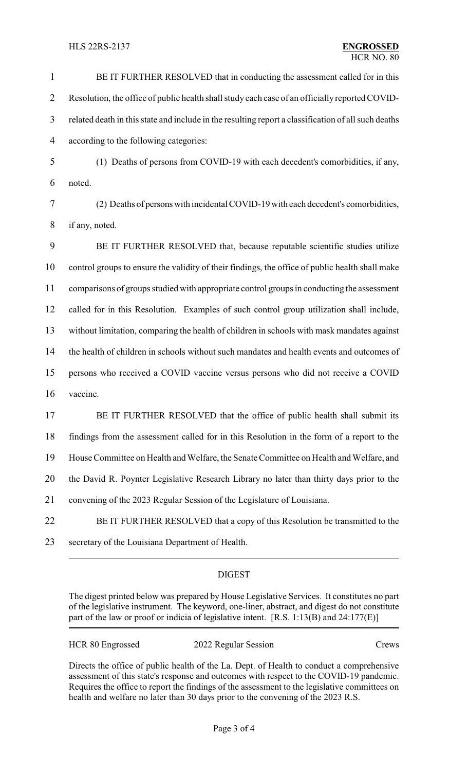BE IT FURTHER RESOLVED that in conducting the assessment called for in this Resolution, the office of public health shall study each case of an officially reported COVID-related death in this state and include in the resulting report a classification of all such deaths according to the following categories:

(1) Deaths of persons from COVID-19 with each decedent's comorbidities, if any, noted.

(2) Deaths of persons with incidental COVID-19 with each decedent's comorbidities, if any, noted.

BE IT FURTHER RESOLVED that, because reputable scientific studies utilize control groups to ensure the validity of their findings, the office of public health shall make comparisons of groups studied with appropriate control groups in conducting the assessment called for in this Resolution. Examples of such control group utilization shall include, without limitation, comparing the health of children in schools with mask mandates against the health of children in schools without such mandates and health events and outcomes of persons who received a COVID vaccine versus persons who did not receive a COVID vaccine.

BE IT FURTHER RESOLVED that the office of public health shall submit its findings from the assessment called for in this Resolution in the form of a report to the House Committee on Health and Welfare, the Senate Committee on Health and Welfare, and the David R. Poynter Legislative Research Library no later than thirty days prior to the convening of the 2023 Regular Session of the Legislature of Louisiana.

BE IT FURTHER RESOLVED that a copy of this Resolution be transmitted to the secretary of the Louisiana Department of Health.

## DIGEST

The digest printed below was prepared by House Legislative Services. It constitutes no part of the legislative instrument. The keyword, one-liner, abstract, and digest do not constitute part of the law or proof or indicia of legislative intent. [R.S. 1:13(B) and 24:177(E)]

HCR 80 Engrossed 2022 Regular Session Crews

Directs the office of public health of the La. Dept. of Health to conduct a comprehensive assessment of this state's response and outcomes with respect to the COVID-19 pandemic. Requires the office to report the findings of the assessment to the legislative committees on health and welfare no later than 30 days prior to the convening of the 2023 R.S.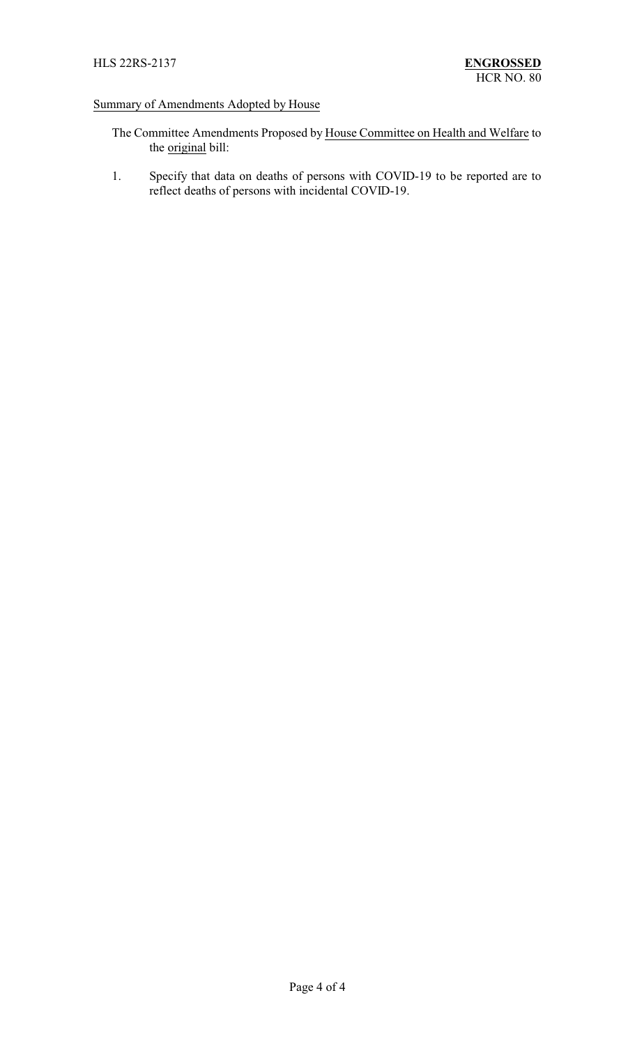Summary of Amendments Adopted by House

The Committee Amendments Proposed by House Committee on Health and Welfare to the original bill:

1. Specify that data on deaths of persons with COVID-19 to be reported are to reflect deaths of persons with incidental COVID-19.